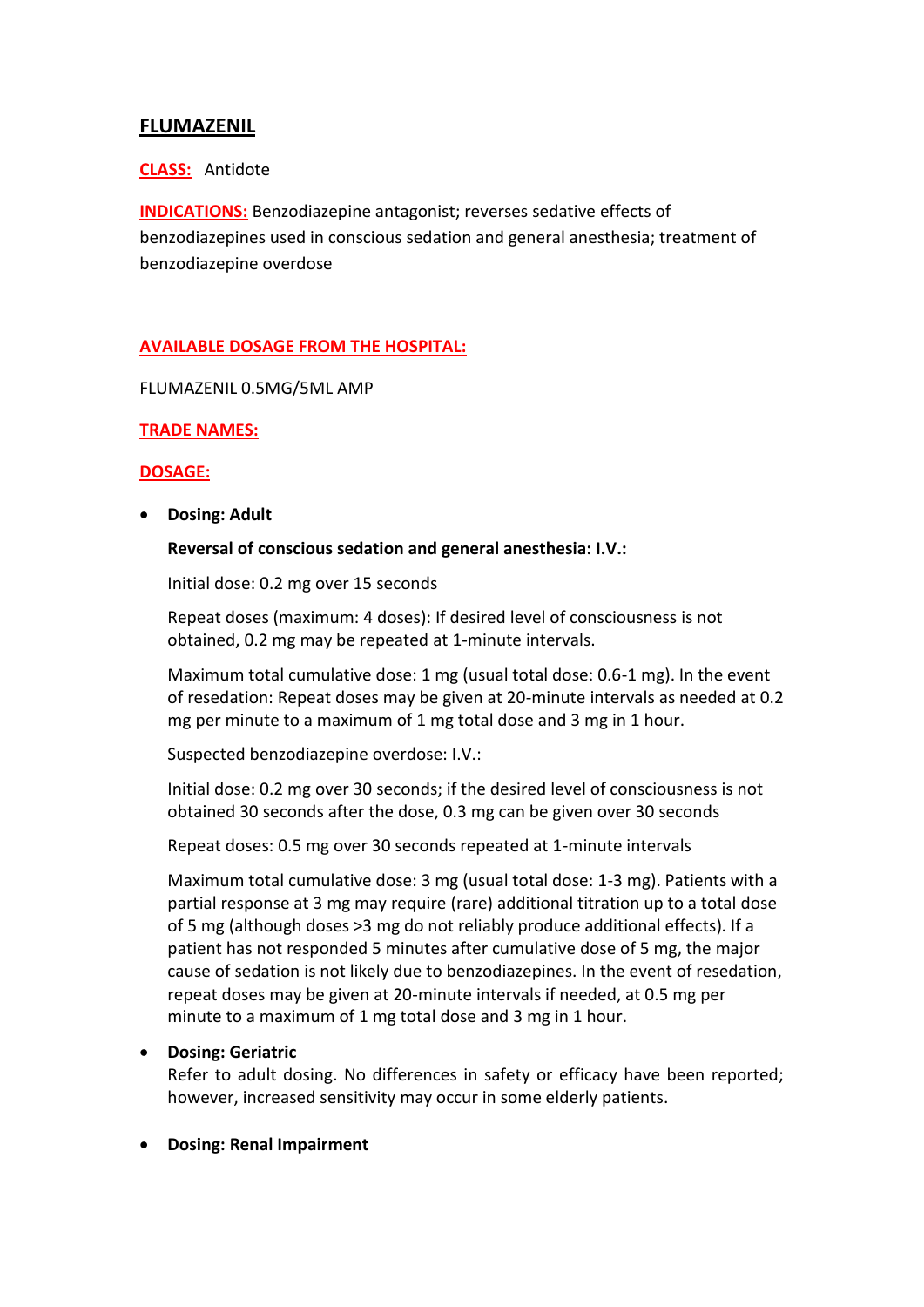# FLUMAZENIL

**CLASS:** Antidote

**INDICATIONS:** Benzodiazepine antagonist; reverses sedative effects of benzodiazepines used in conscious sedation and general anesthesia; treatment of benzodiazepine overdose

**AVAILABLE DOSAGE FROM THE HOSPITAL:**

FLUMAZENIL 0.5MG/5ML AMP

**TRADE NAMES:**

**DOSAGE:**

- **Dosing: Adult**

  **Reversal of conscious sedation and general anesthesia: I.V.:**

  Initial dose: 0.2 mg over 15 seconds

  Repeat doses (maximum: 4 doses): If desired level of consciousness is not obtained, 0.2 mg may be repeated at 1-minute intervals.

  Maximum total cumulative dose: 1 mg (usual total dose: 0.6-1 mg). In the event of resedation: Repeat doses may be given at 20-minute intervals as needed at 0.2 mg per minute to a maximum of 1 mg total dose and 3 mg in 1 hour.

  Suspected benzodiazepine overdose: I.V.:

  Initial dose: 0.2 mg over 30 seconds; if the desired level of consciousness is not obtained 30 seconds after the dose, 0.3 mg can be given over 30 seconds

  Repeat doses: 0.5 mg over 30 seconds repeated at 1-minute intervals

  Maximum total cumulative dose: 3 mg (usual total dose: 1-3 mg). Patients with a partial response at 3 mg may require (rare) additional titration up to a total dose of 5 mg (although doses >3 mg do not reliably produce additional effects). If a patient has not responded 5 minutes after cumulative dose of 5 mg, the major cause of sedation is not likely due to benzodiazepines. In the event of resedation, repeat doses may be given at 20-minute intervals if needed, at 0.5 mg per minute to a maximum of 1 mg total dose and 3 mg in 1 hour.

- **Dosing: Geriatric**
  Refer to adult dosing. No differences in safety or efficacy have been reported; however, increased sensitivity may occur in some elderly patients.

- **Dosing: Renal Impairment**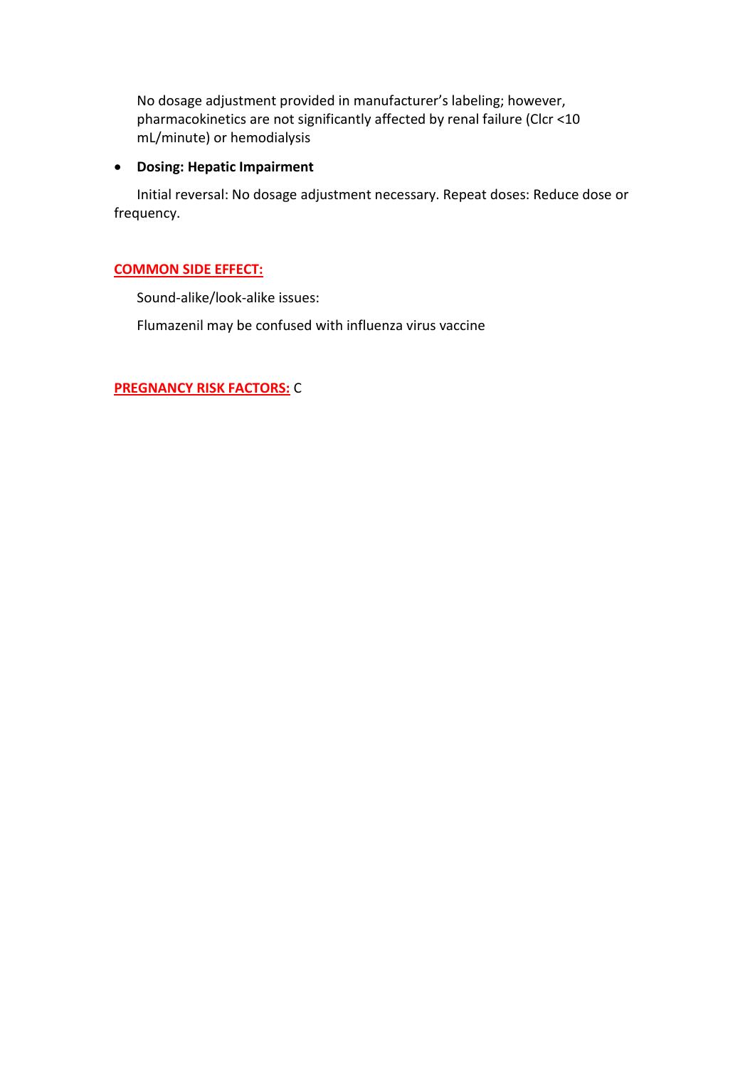No dosage adjustment provided in manufacturer's labeling; however, pharmacokinetics are not significantly affected by renal failure (Clcr <10 mL/minute) or hemodialysis

- **Dosing: Hepatic Impairment**

Initial reversal: No dosage adjustment necessary. Repeat doses: Reduce dose or frequency.

**COMMON SIDE EFFECT:**

Sound-alike/look-alike issues:

Flumazenil may be confused with influenza virus vaccine

**PREGNANCY RISK FACTORS:** C